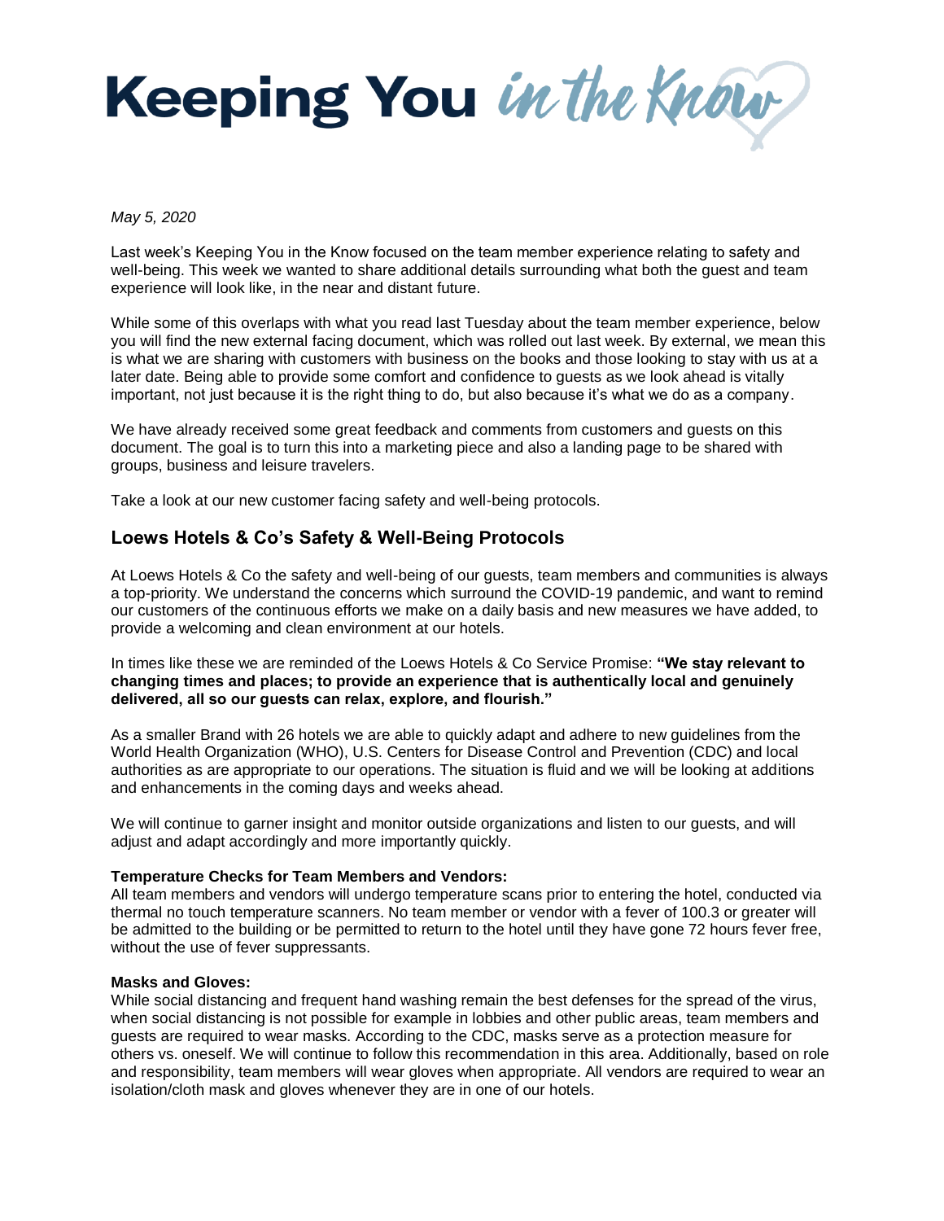# Keeping You *in the Know*

*May 5, 2020*

Last week's Keeping You in the Know focused on the team member experience relating to safety and well-being. This week we wanted to share additional details surrounding what both the guest and team experience will look like, in the near and distant future.

While some of this overlaps with what you read last Tuesday about the team member experience, below you will find the new external facing document, which was rolled out last week. By external, we mean this is what we are sharing with customers with business on the books and those looking to stay with us at a later date. Being able to provide some comfort and confidence to guests as we look ahead is vitally important, not just because it is the right thing to do, but also because it's what we do as a company.

We have already received some great feedback and comments from customers and guests on this document. The goal is to turn this into a marketing piece and also a landing page to be shared with groups, business and leisure travelers.

Take a look at our new customer facing safety and well-being protocols.

## Loews Hotels & Co's Safety & Well-Being Protocols

At Loews Hotels & Co the safety and well-being of our guests, team members and communities is always a top-priority. We understand the concerns which surround the COVID-19 pandemic, and want to remind our customers of the continuous efforts we make on a daily basis and new measures we have added, to provide a welcoming and clean environment at our hotels.

In times like these we are reminded of the Loews Hotels & Co Service Promise: **"We stay relevant to changing times and places; to provide an experience that is authentically local and genuinely delivered, all so our guests can relax, explore, and flourish."**

As a smaller Brand with 26 hotels we are able to quickly adapt and adhere to new guidelines from the World Health Organization (WHO), U.S. Centers for Disease Control and Prevention (CDC) and local authorities as are appropriate to our operations. The situation is fluid and we will be looking at additions and enhancements in the coming days and weeks ahead.

We will continue to garner insight and monitor outside organizations and listen to our guests, and will adjust and adapt accordingly and more importantly quickly.

**Temperature Checks for Team Members and Vendors:**
All team members and vendors will undergo temperature scans prior to entering the hotel, conducted via thermal no touch temperature scanners. No team member or vendor with a fever of 100.3 or greater will be admitted to the building or be permitted to return to the hotel until they have gone 72 hours fever free, without the use of fever suppressants.

**Masks and Gloves:**
While social distancing and frequent hand washing remain the best defenses for the spread of the virus, when social distancing is not possible for example in lobbies and other public areas, team members and guests are required to wear masks. According to the CDC, masks serve as a protection measure for others vs. oneself. We will continue to follow this recommendation in this area. Additionally, based on role and responsibility, team members will wear gloves when appropriate. All vendors are required to wear an isolation/cloth mask and gloves whenever they are in one of our hotels.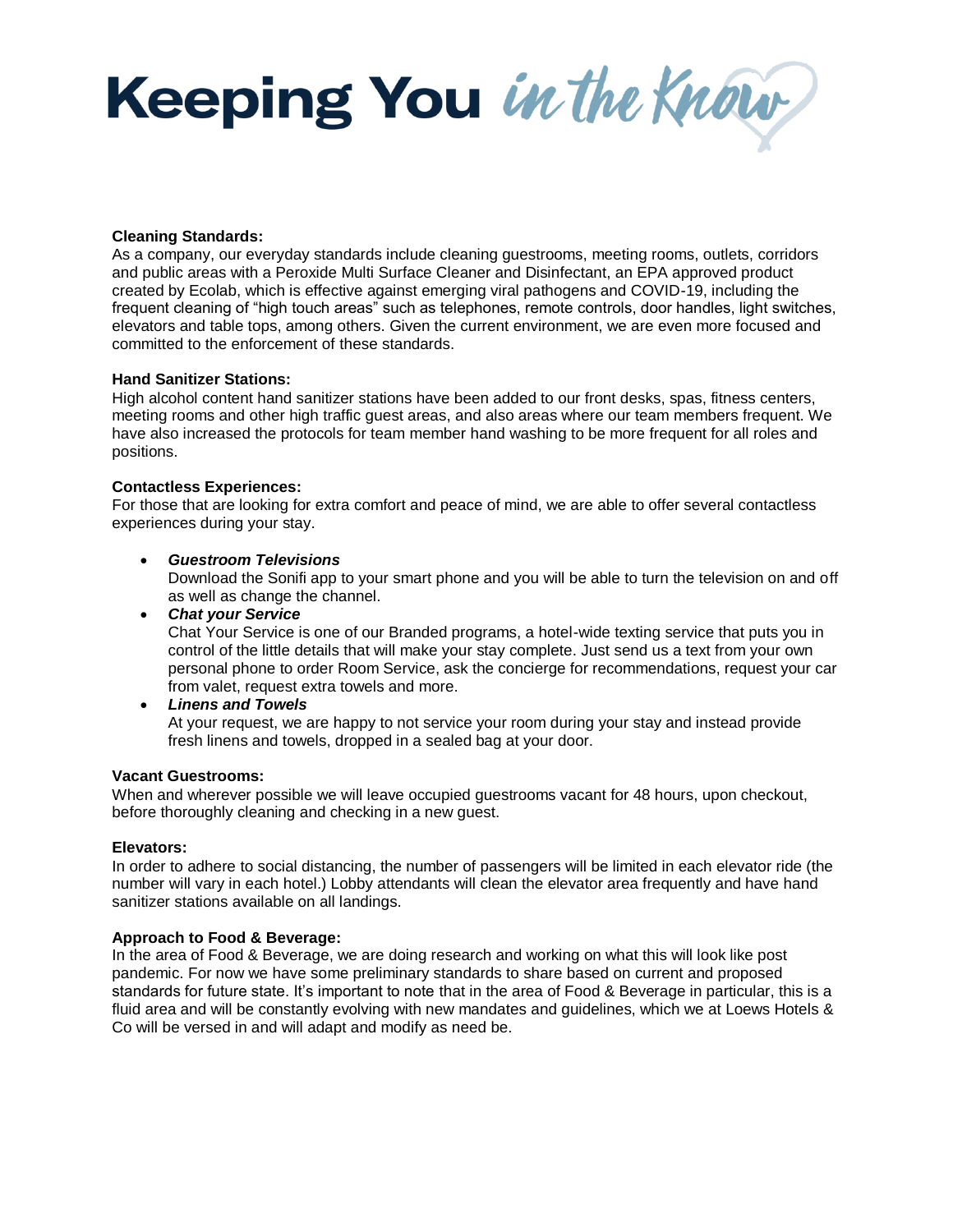# Keeping You *in the Know*

**Cleaning Standards:**
As a company, our everyday standards include cleaning guestrooms, meeting rooms, outlets, corridors and public areas with a Peroxide Multi Surface Cleaner and Disinfectant, an EPA approved product created by Ecolab, which is effective against emerging viral pathogens and COVID-19, including the frequent cleaning of "high touch areas" such as telephones, remote controls, door handles, light switches, elevators and table tops, among others. Given the current environment, we are even more focused and committed to the enforcement of these standards.

**Hand Sanitizer Stations:**
High alcohol content hand sanitizer stations have been added to our front desks, spas, fitness centers, meeting rooms and other high traffic guest areas, and also areas where our team members frequent. We have also increased the protocols for team member hand washing to be more frequent for all roles and positions.

**Contactless Experiences:**
For those that are looking for extra comfort and peace of mind, we are able to offer several contactless experiences during your stay.

- ***Guestroom Televisions***
  Download the Sonifi app to your smart phone and you will be able to turn the television on and off as well as change the channel.
- ***Chat your Service***
  Chat Your Service is one of our Branded programs, a hotel-wide texting service that puts you in control of the little details that will make your stay complete. Just send us a text from your own personal phone to order Room Service, ask the concierge for recommendations, request your car from valet, request extra towels and more.
- ***Linens and Towels***
  At your request, we are happy to not service your room during your stay and instead provide fresh linens and towels, dropped in a sealed bag at your door.

**Vacant Guestrooms:**
When and wherever possible we will leave occupied guestrooms vacant for 48 hours, upon checkout, before thoroughly cleaning and checking in a new guest.

**Elevators:**
In order to adhere to social distancing, the number of passengers will be limited in each elevator ride (the number will vary in each hotel.) Lobby attendants will clean the elevator area frequently and have hand sanitizer stations available on all landings.

**Approach to Food & Beverage:**
In the area of Food & Beverage, we are doing research and working on what this will look like post pandemic. For now we have some preliminary standards to share based on current and proposed standards for future state. It's important to note that in the area of Food & Beverage in particular, this is a fluid area and will be constantly evolving with new mandates and guidelines, which we at Loews Hotels & Co will be versed in and will adapt and modify as need be.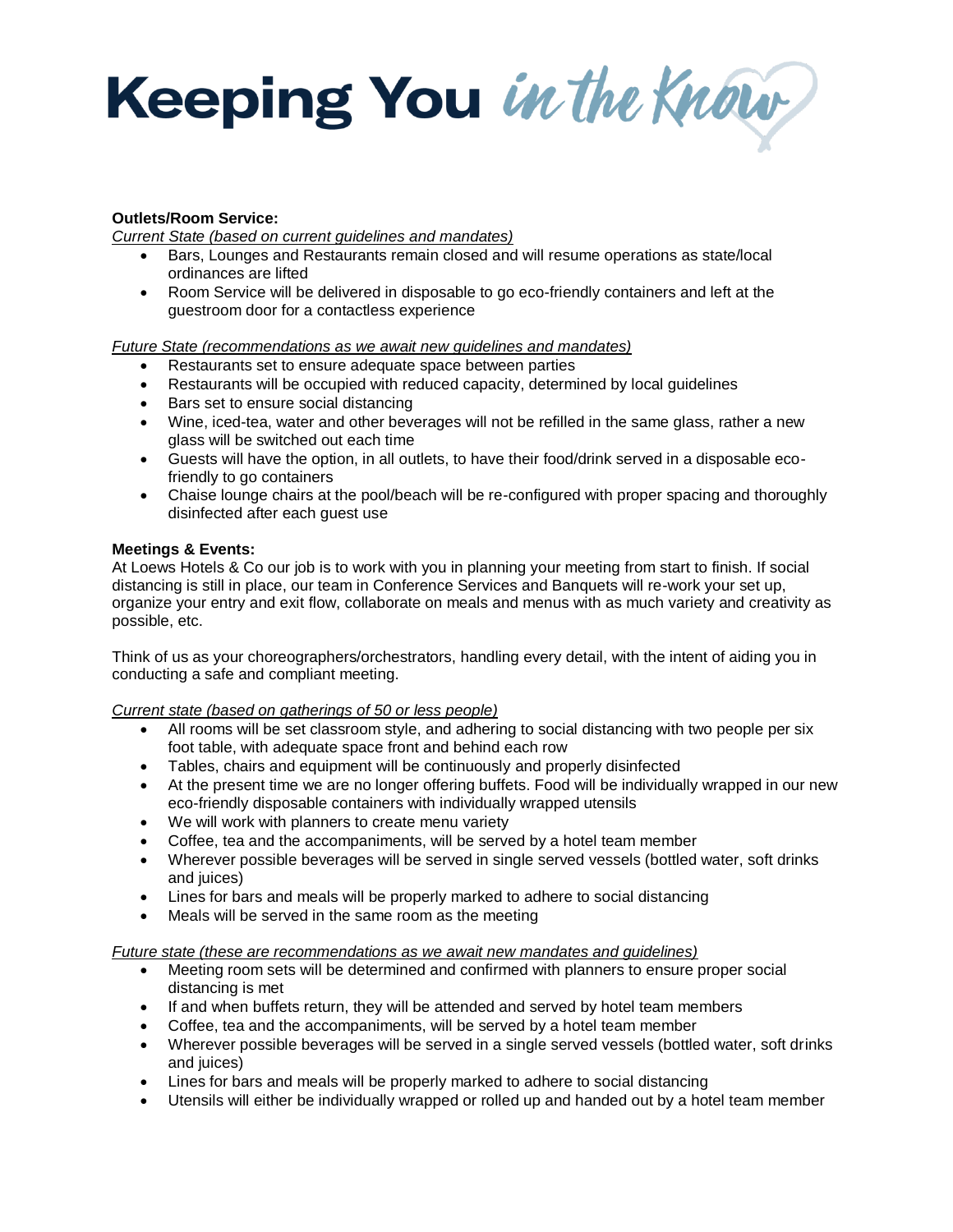# Keeping You *in the Know*

**Outlets/Room Service:**

*Current State (based on current guidelines and mandates)*

- Bars, Lounges and Restaurants remain closed and will resume operations as state/local ordinances are lifted
- Room Service will be delivered in disposable to go eco-friendly containers and left at the guestroom door for a contactless experience

*Future State (recommendations as we await new guidelines and mandates)*

- Restaurants set to ensure adequate space between parties
- Restaurants will be occupied with reduced capacity, determined by local guidelines
- Bars set to ensure social distancing
- Wine, iced-tea, water and other beverages will not be refilled in the same glass, rather a new glass will be switched out each time
- Guests will have the option, in all outlets, to have their food/drink served in a disposable eco-friendly to go containers
- Chaise lounge chairs at the pool/beach will be re-configured with proper spacing and thoroughly disinfected after each guest use

**Meetings & Events:**

At Loews Hotels & Co our job is to work with you in planning your meeting from start to finish. If social distancing is still in place, our team in Conference Services and Banquets will re-work your set up, organize your entry and exit flow, collaborate on meals and menus with as much variety and creativity as possible, etc.

Think of us as your choreographers/orchestrators, handling every detail, with the intent of aiding you in conducting a safe and compliant meeting.

*Current state (based on gatherings of 50 or less people)*

- All rooms will be set classroom style, and adhering to social distancing with two people per six foot table, with adequate space front and behind each row
- Tables, chairs and equipment will be continuously and properly disinfected
- At the present time we are no longer offering buffets. Food will be individually wrapped in our new eco-friendly disposable containers with individually wrapped utensils
- We will work with planners to create menu variety
- Coffee, tea and the accompaniments, will be served by a hotel team member
- Wherever possible beverages will be served in single served vessels (bottled water, soft drinks and juices)
- Lines for bars and meals will be properly marked to adhere to social distancing
- Meals will be served in the same room as the meeting

*Future state (these are recommendations as we await new mandates and guidelines)*

- Meeting room sets will be determined and confirmed with planners to ensure proper social distancing is met
- If and when buffets return, they will be attended and served by hotel team members
- Coffee, tea and the accompaniments, will be served by a hotel team member
- Wherever possible beverages will be served in a single served vessels (bottled water, soft drinks and juices)
- Lines for bars and meals will be properly marked to adhere to social distancing
- Utensils will either be individually wrapped or rolled up and handed out by a hotel team member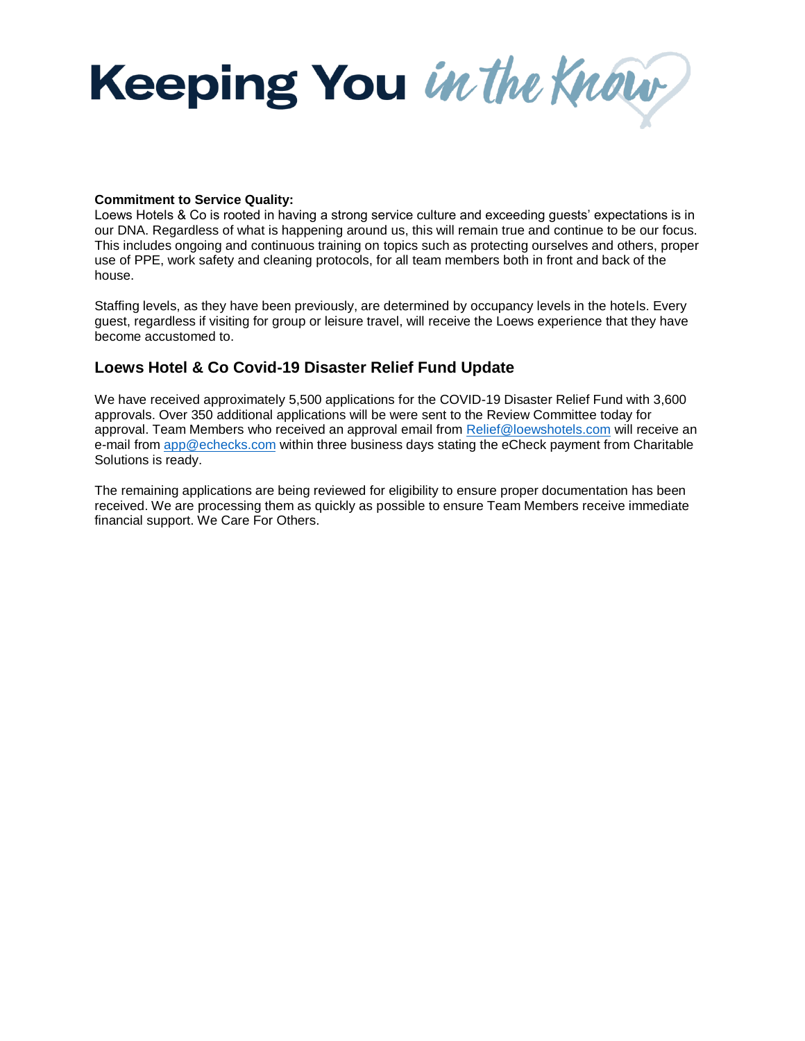# Keeping You *in the Know*

**Commitment to Service Quality:**
Loews Hotels & Co is rooted in having a strong service culture and exceeding guests' expectations is in our DNA. Regardless of what is happening around us, this will remain true and continue to be our focus. This includes ongoing and continuous training on topics such as protecting ourselves and others, proper use of PPE, work safety and cleaning protocols, for all team members both in front and back of the house.

Staffing levels, as they have been previously, are determined by occupancy levels in the hotels. Every guest, regardless if visiting for group or leisure travel, will receive the Loews experience that they have become accustomed to.

## Loews Hotel & Co Covid-19 Disaster Relief Fund Update

We have received approximately 5,500 applications for the COVID-19 Disaster Relief Fund with 3,600 approvals. Over 350 additional applications will be were sent to the Review Committee today for approval. Team Members who received an approval email from Relief@loewshotels.com will receive an e-mail from app@echecks.com within three business days stating the eCheck payment from Charitable Solutions is ready.

The remaining applications are being reviewed for eligibility to ensure proper documentation has been received. We are processing them as quickly as possible to ensure Team Members receive immediate financial support. We Care For Others.